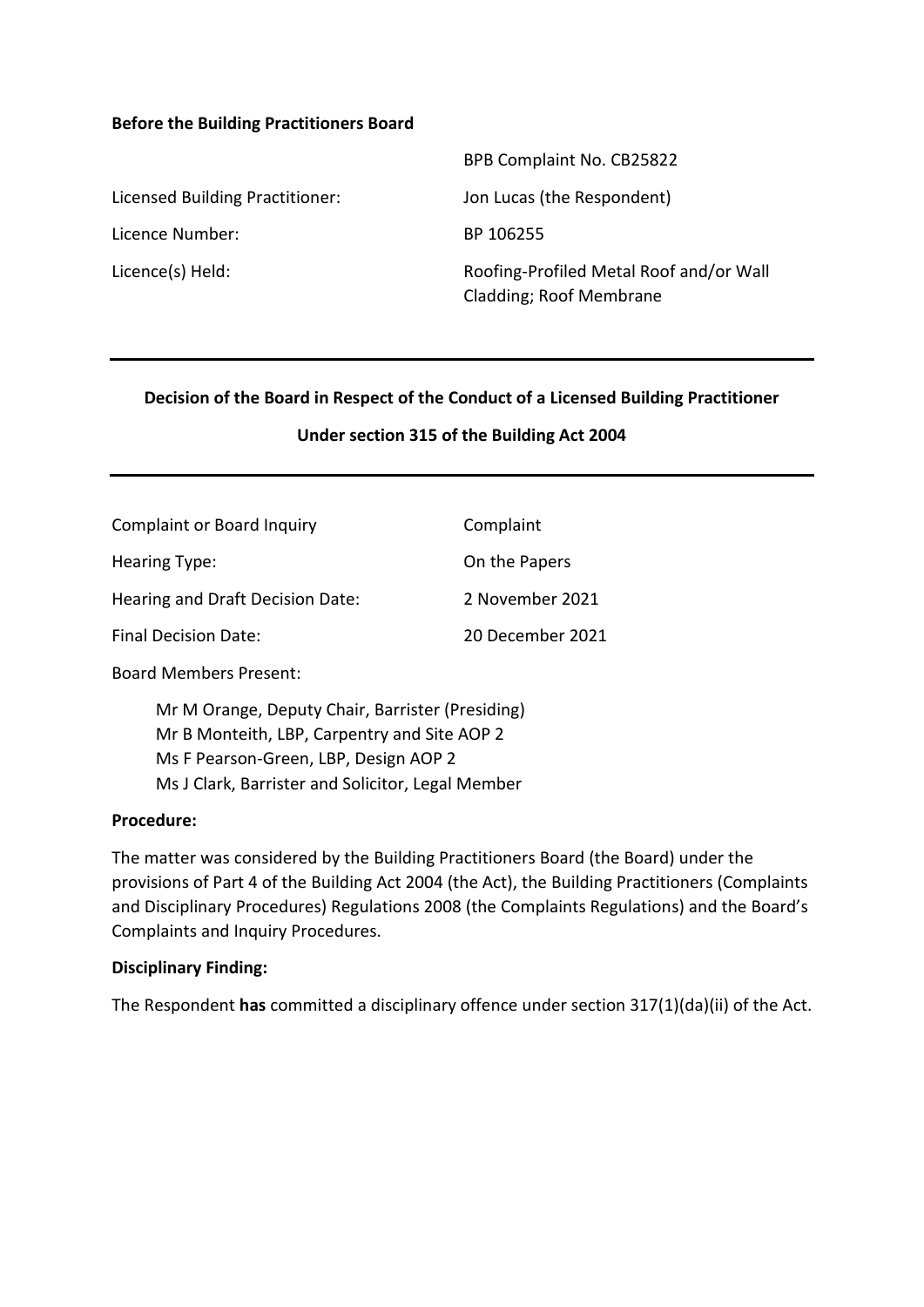**Before the Building Practitioners Board**

| | |
|---|---|
| | BPB Complaint No. CB25822 |
| Licensed Building Practitioner: | Jon Lucas (the Respondent) |
| Licence Number: | BP 106255 |
| Licence(s) Held: | Roofing-Profiled Metal Roof and/or Wall Cladding; Roof Membrane |

---

**Decision of the Board in Respect of the Conduct of a Licensed Building Practitioner**

**Under section 315 of the Building Act 2004**

---

| | |
|---|---|
| Complaint or Board Inquiry | Complaint |
| Hearing Type: | On the Papers |
| Hearing and Draft Decision Date: | 2 November 2021 |
| Final Decision Date: | 20 December 2021 |

Board Members Present:

Mr M Orange, Deputy Chair, Barrister (Presiding)
Mr B Monteith, LBP, Carpentry and Site AOP 2
Ms F Pearson-Green, LBP, Design AOP 2
Ms J Clark, Barrister and Solicitor, Legal Member

**Procedure:**

The matter was considered by the Building Practitioners Board (the Board) under the provisions of Part 4 of the Building Act 2004 (the Act), the Building Practitioners (Complaints and Disciplinary Procedures) Regulations 2008 (the Complaints Regulations) and the Board's Complaints and Inquiry Procedures.

**Disciplinary Finding:**

The Respondent **has** committed a disciplinary offence under section 317(1)(da)(ii) of the Act.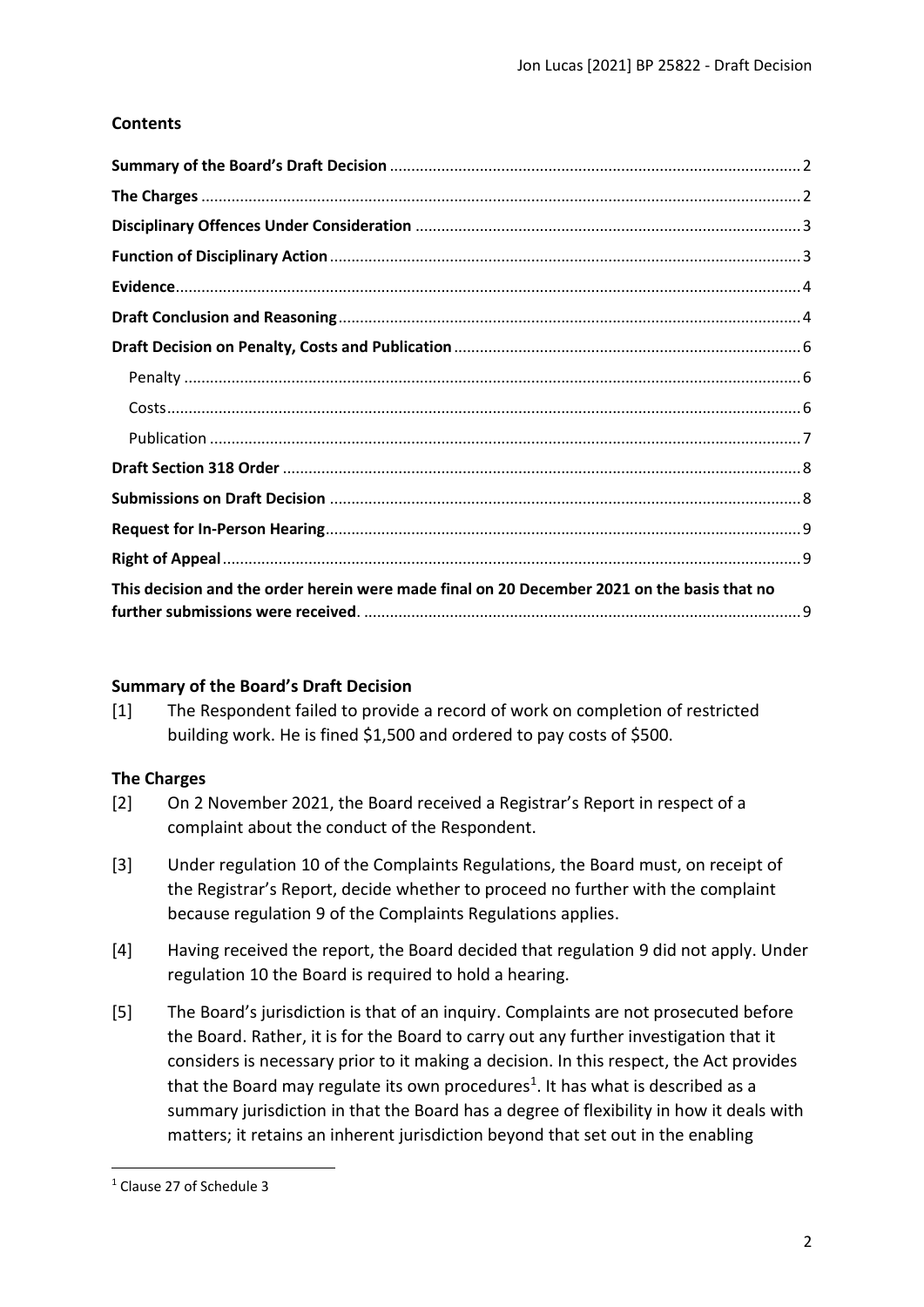## Contents

- **Summary of the Board's Draft Decision** ... 2
- **The Charges** ... 2
- **Disciplinary Offences Under Consideration** ... 3
- **Function of Disciplinary Action** ... 3
- **Evidence** ... 4
- **Draft Conclusion and Reasoning** ... 4
- **Draft Decision on Penalty, Costs and Publication** ... 6
  - Penalty ... 6
  - Costs ... 6
  - Publication ... 7
- **Draft Section 318 Order** ... 8
- **Submissions on Draft Decision** ... 8
- **Request for In-Person Hearing** ... 9
- **Right of Appeal** ... 9
- **This decision and the order herein were made final on 20 December 2021 on the basis that no further submissions were received.** ... 9

## Summary of the Board's Draft Decision

[1] The Respondent failed to provide a record of work on completion of restricted building work. He is fined $1,500 and ordered to pay costs of $500.

## The Charges

[2] On 2 November 2021, the Board received a Registrar's Report in respect of a complaint about the conduct of the Respondent.

[3] Under regulation 10 of the Complaints Regulations, the Board must, on receipt of the Registrar's Report, decide whether to proceed no further with the complaint because regulation 9 of the Complaints Regulations applies.

[4] Having received the report, the Board decided that regulation 9 did not apply. Under regulation 10 the Board is required to hold a hearing.

[5] The Board's jurisdiction is that of an inquiry. Complaints are not prosecuted before the Board. Rather, it is for the Board to carry out any further investigation that it considers is necessary prior to it making a decision. In this respect, the Act provides that the Board may regulate its own procedures[1]. It has what is described as a summary jurisdiction in that the Board has a degree of flexibility in how it deals with matters; it retains an inherent jurisdiction beyond that set out in the enabling

[1] Clause 27 of Schedule 3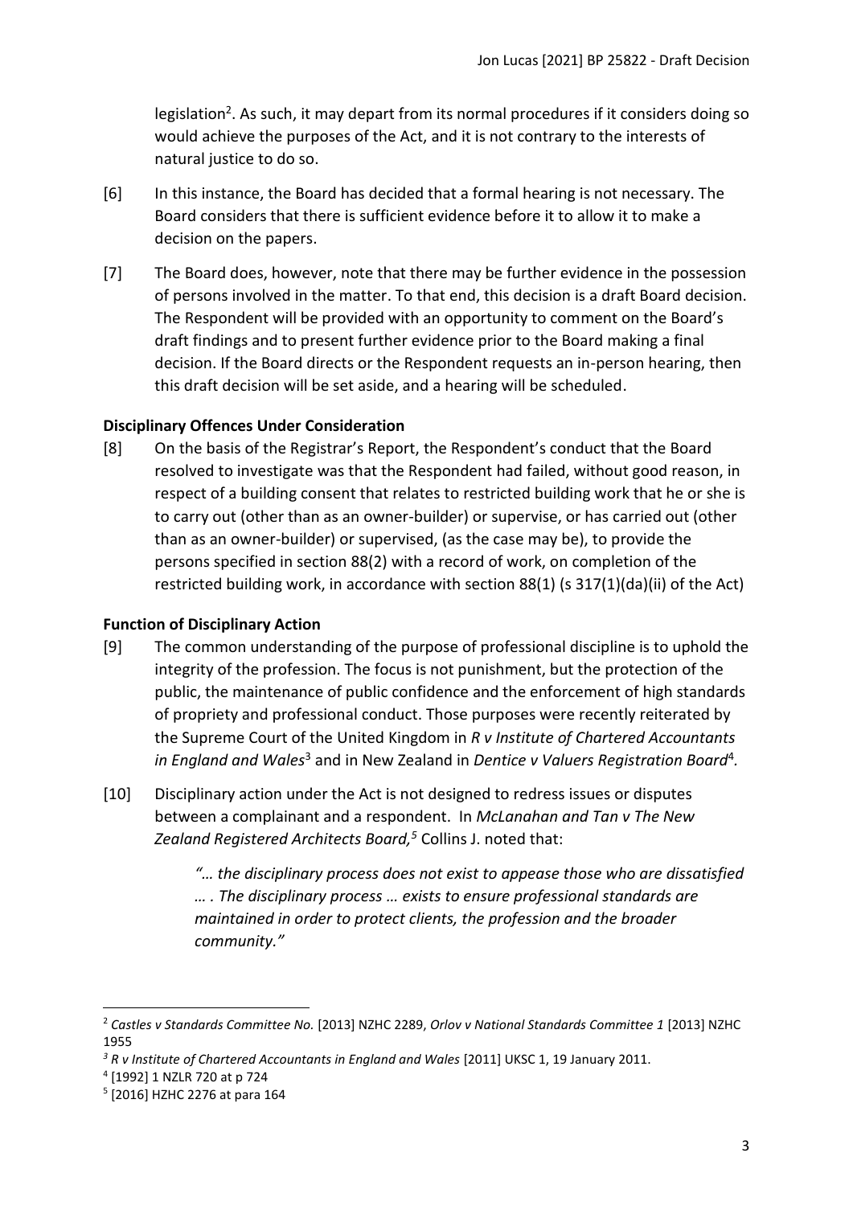legislation[2]. As such, it may depart from its normal procedures if it considers doing so would achieve the purposes of the Act, and it is not contrary to the interests of natural justice to do so.

[6] In this instance, the Board has decided that a formal hearing is not necessary. The Board considers that there is sufficient evidence before it to allow it to make a decision on the papers.

[7] The Board does, however, note that there may be further evidence in the possession of persons involved in the matter. To that end, this decision is a draft Board decision. The Respondent will be provided with an opportunity to comment on the Board's draft findings and to present further evidence prior to the Board making a final decision. If the Board directs or the Respondent requests an in-person hearing, then this draft decision will be set aside, and a hearing will be scheduled.

**Disciplinary Offences Under Consideration**

[8] On the basis of the Registrar's Report, the Respondent's conduct that the Board resolved to investigate was that the Respondent had failed, without good reason, in respect of a building consent that relates to restricted building work that he or she is to carry out (other than as an owner-builder) or supervise, or has carried out (other than as an owner-builder) or supervised, (as the case may be), to provide the persons specified in section 88(2) with a record of work, on completion of the restricted building work, in accordance with section 88(1) (s 317(1)(da)(ii) of the Act)

**Function of Disciplinary Action**

[9] The common understanding of the purpose of professional discipline is to uphold the integrity of the profession. The focus is not punishment, but the protection of the public, the maintenance of public confidence and the enforcement of high standards of propriety and professional conduct. Those purposes were recently reiterated by the Supreme Court of the United Kingdom in *R v Institute of Chartered Accountants in England and Wales*[3] and in New Zealand in *Dentice v Valuers Registration Board*[4].

[10] Disciplinary action under the Act is not designed to redress issues or disputes between a complainant and a respondent. In *McLanahan and Tan v The New Zealand Registered Architects Board,*[5] Collins J. noted that:

> *"… the disciplinary process does not exist to appease those who are dissatisfied … . The disciplinary process … exists to ensure professional standards are maintained in order to protect clients, the profession and the broader community."*

---

[2] *Castles v Standards Committee No.* [2013] NZHC 2289, *Orlov v National Standards Committee 1* [2013] NZHC 1955

[3] *R v Institute of Chartered Accountants in England and Wales* [2011] UKSC 1, 19 January 2011.

[4] [1992] 1 NZLR 720 at p 724

[5] [2016] HZHC 2276 at para 164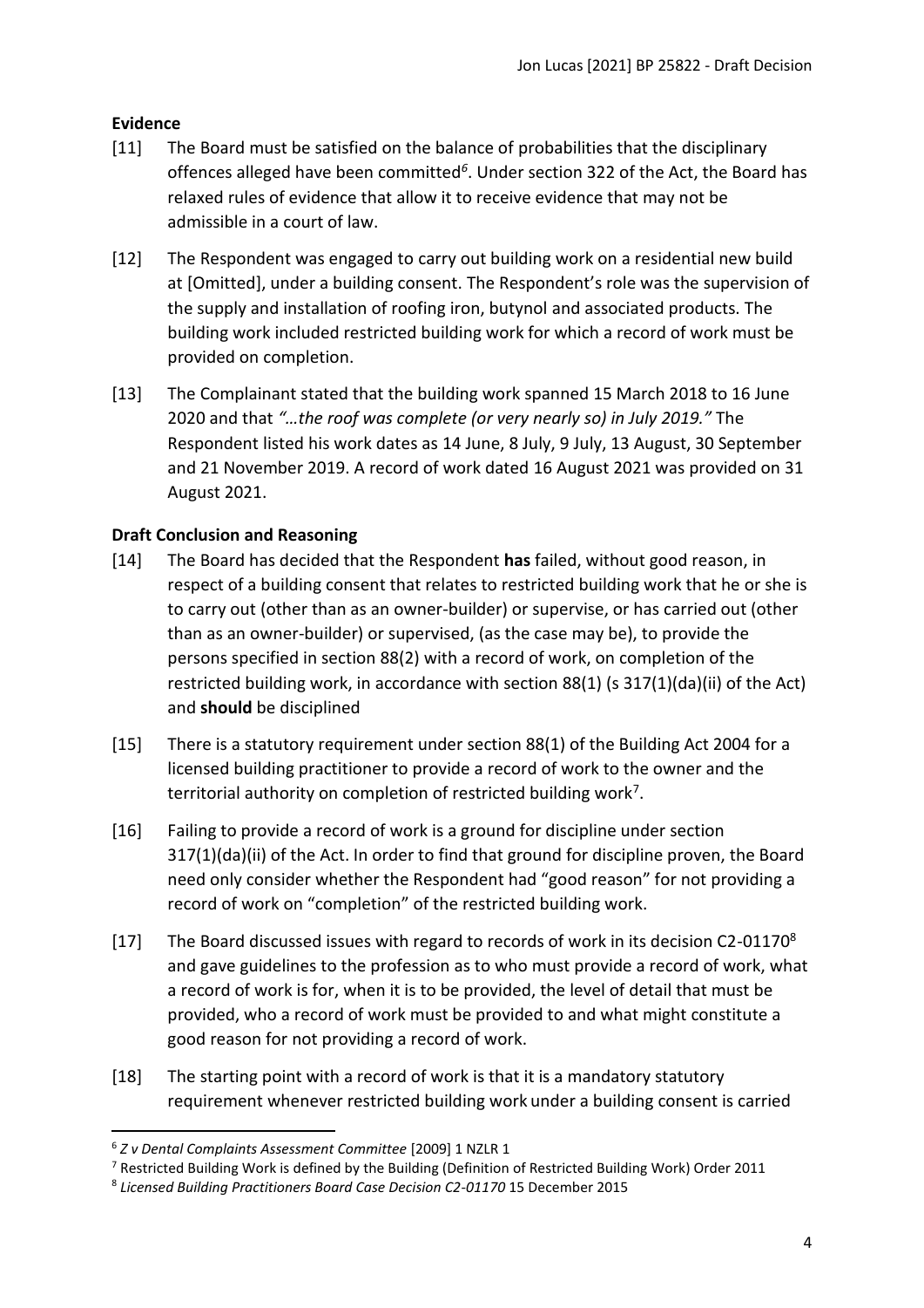## Evidence

[11] The Board must be satisfied on the balance of probabilities that the disciplinary offences alleged have been committed[6]. Under section 322 of the Act, the Board has relaxed rules of evidence that allow it to receive evidence that may not be admissible in a court of law.

[12] The Respondent was engaged to carry out building work on a residential new build at [Omitted], under a building consent. The Respondent's role was the supervision of the supply and installation of roofing iron, butynol and associated products. The building work included restricted building work for which a record of work must be provided on completion.

[13] The Complainant stated that the building work spanned 15 March 2018 to 16 June 2020 and that *"…the roof was complete (or very nearly so) in July 2019."* The Respondent listed his work dates as 14 June, 8 July, 9 July, 13 August, 30 September and 21 November 2019. A record of work dated 16 August 2021 was provided on 31 August 2021.

## Draft Conclusion and Reasoning

[14] The Board has decided that the Respondent **has** failed, without good reason, in respect of a building consent that relates to restricted building work that he or she is to carry out (other than as an owner-builder) or supervise, or has carried out (other than as an owner-builder) or supervised, (as the case may be), to provide the persons specified in section 88(2) with a record of work, on completion of the restricted building work, in accordance with section 88(1) (s 317(1)(da)(ii) of the Act) and **should** be disciplined

[15] There is a statutory requirement under section 88(1) of the Building Act 2004 for a licensed building practitioner to provide a record of work to the owner and the territorial authority on completion of restricted building work[7].

[16] Failing to provide a record of work is a ground for discipline under section 317(1)(da)(ii) of the Act. In order to find that ground for discipline proven, the Board need only consider whether the Respondent had "good reason" for not providing a record of work on "completion" of the restricted building work.

[17] The Board discussed issues with regard to records of work in its decision C2-01170[8] and gave guidelines to the profession as to who must provide a record of work, what a record of work is for, when it is to be provided, the level of detail that must be provided, who a record of work must be provided to and what might constitute a good reason for not providing a record of work.

[18] The starting point with a record of work is that it is a mandatory statutory requirement whenever restricted building work under a building consent is carried

---

[6] *Z v Dental Complaints Assessment Committee* [2009] 1 NZLR 1

[7] Restricted Building Work is defined by the Building (Definition of Restricted Building Work) Order 2011

[8] *Licensed Building Practitioners Board Case Decision C2-01170* 15 December 2015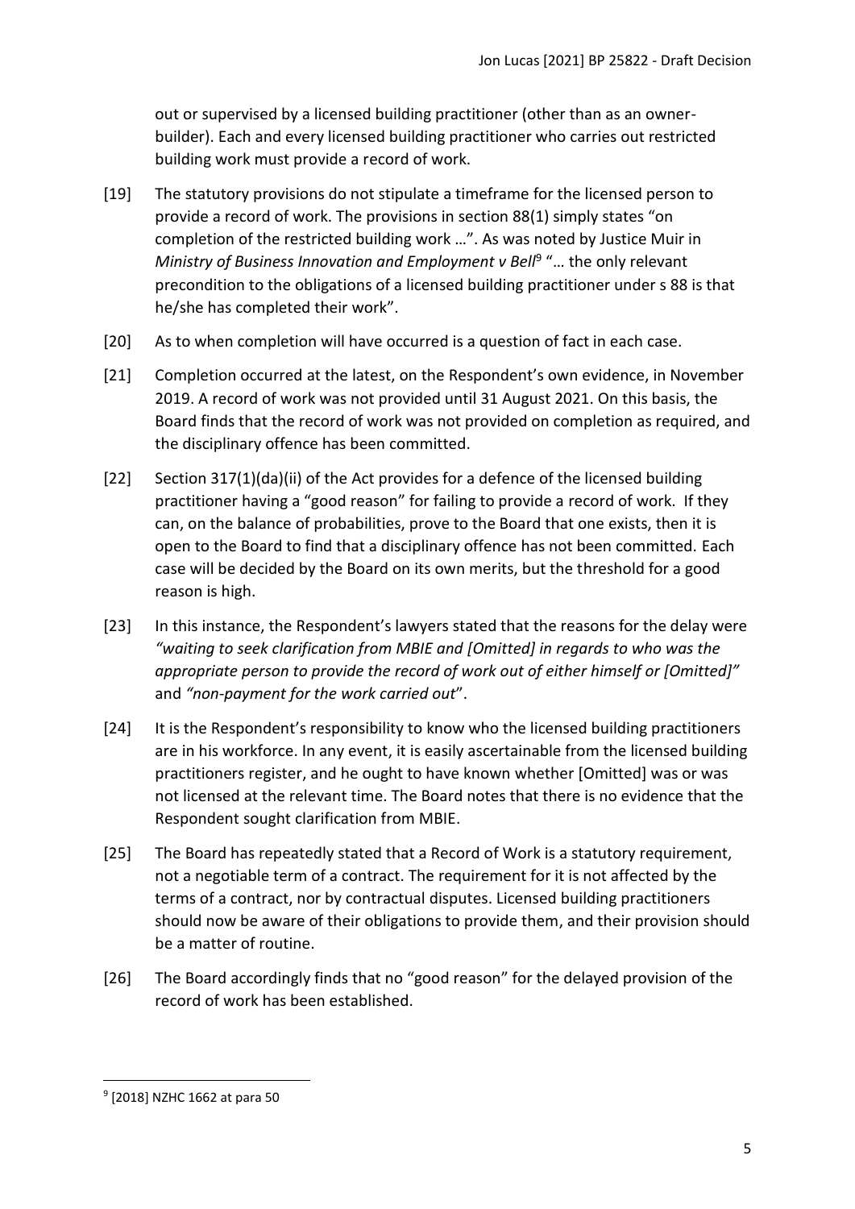out or supervised by a licensed building practitioner (other than as an owner-builder). Each and every licensed building practitioner who carries out restricted building work must provide a record of work.

[19] The statutory provisions do not stipulate a timeframe for the licensed person to provide a record of work. The provisions in section 88(1) simply states "on completion of the restricted building work …". As was noted by Justice Muir in *Ministry of Business Innovation and Employment v Bell*[9] "… the only relevant precondition to the obligations of a licensed building practitioner under s 88 is that he/she has completed their work".

[20] As to when completion will have occurred is a question of fact in each case.

[21] Completion occurred at the latest, on the Respondent's own evidence, in November 2019. A record of work was not provided until 31 August 2021. On this basis, the Board finds that the record of work was not provided on completion as required, and the disciplinary offence has been committed.

[22] Section 317(1)(da)(ii) of the Act provides for a defence of the licensed building practitioner having a "good reason" for failing to provide a record of work. If they can, on the balance of probabilities, prove to the Board that one exists, then it is open to the Board to find that a disciplinary offence has not been committed. Each case will be decided by the Board on its own merits, but the threshold for a good reason is high.

[23] In this instance, the Respondent's lawyers stated that the reasons for the delay were *"waiting to seek clarification from MBIE and [Omitted] in regards to who was the appropriate person to provide the record of work out of either himself or [Omitted]"* and *"non-payment for the work carried out*".

[24] It is the Respondent's responsibility to know who the licensed building practitioners are in his workforce. In any event, it is easily ascertainable from the licensed building practitioners register, and he ought to have known whether [Omitted] was or was not licensed at the relevant time. The Board notes that there is no evidence that the Respondent sought clarification from MBIE.

[25] The Board has repeatedly stated that a Record of Work is a statutory requirement, not a negotiable term of a contract. The requirement for it is not affected by the terms of a contract, nor by contractual disputes. Licensed building practitioners should now be aware of their obligations to provide them, and their provision should be a matter of routine.

[26] The Board accordingly finds that no "good reason" for the delayed provision of the record of work has been established.

---

[9] [2018] NZHC 1662 at para 50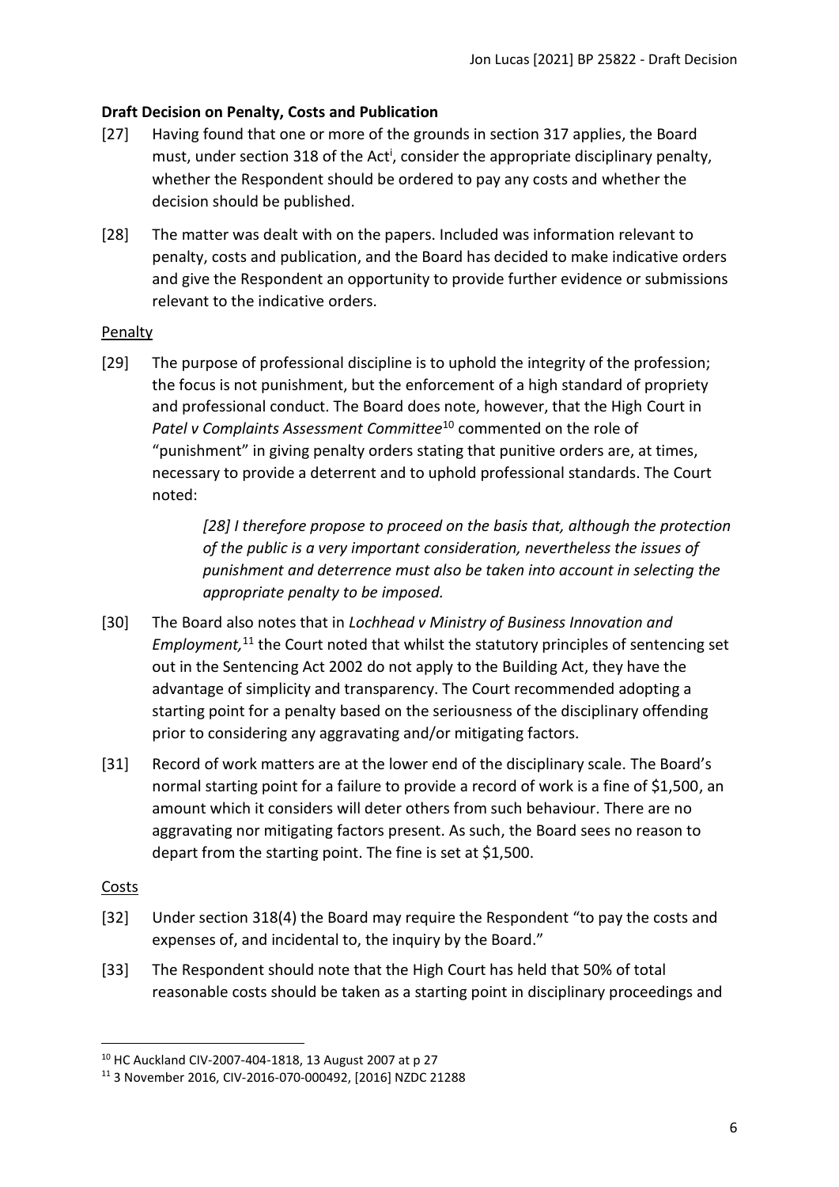**Draft Decision on Penalty, Costs and Publication**

[27] Having found that one or more of the grounds in section 317 applies, the Board must, under section 318 of the Act[i], consider the appropriate disciplinary penalty, whether the Respondent should be ordered to pay any costs and whether the decision should be published.

[28] The matter was dealt with on the papers. Included was information relevant to penalty, costs and publication, and the Board has decided to make indicative orders and give the Respondent an opportunity to provide further evidence or submissions relevant to the indicative orders.

Penalty

[29] The purpose of professional discipline is to uphold the integrity of the profession; the focus is not punishment, but the enforcement of a high standard of propriety and professional conduct. The Board does note, however, that the High Court in *Patel v Complaints Assessment Committee*[10] commented on the role of "punishment" in giving penalty orders stating that punitive orders are, at times, necessary to provide a deterrent and to uphold professional standards. The Court noted:

> *[28] I therefore propose to proceed on the basis that, although the protection of the public is a very important consideration, nevertheless the issues of punishment and deterrence must also be taken into account in selecting the appropriate penalty to be imposed.*

[30] The Board also notes that in *Lochhead v Ministry of Business Innovation and Employment,*[11] the Court noted that whilst the statutory principles of sentencing set out in the Sentencing Act 2002 do not apply to the Building Act, they have the advantage of simplicity and transparency. The Court recommended adopting a starting point for a penalty based on the seriousness of the disciplinary offending prior to considering any aggravating and/or mitigating factors.

[31] Record of work matters are at the lower end of the disciplinary scale. The Board's normal starting point for a failure to provide a record of work is a fine of $1,500, an amount which it considers will deter others from such behaviour. There are no aggravating nor mitigating factors present. As such, the Board sees no reason to depart from the starting point. The fine is set at $1,500.

Costs

[32] Under section 318(4) the Board may require the Respondent "to pay the costs and expenses of, and incidental to, the inquiry by the Board."

[33] The Respondent should note that the High Court has held that 50% of total reasonable costs should be taken as a starting point in disciplinary proceedings and

---

[10] HC Auckland CIV-2007-404-1818, 13 August 2007 at p 27

[11] 3 November 2016, CIV-2016-070-000492, [2016] NZDC 21288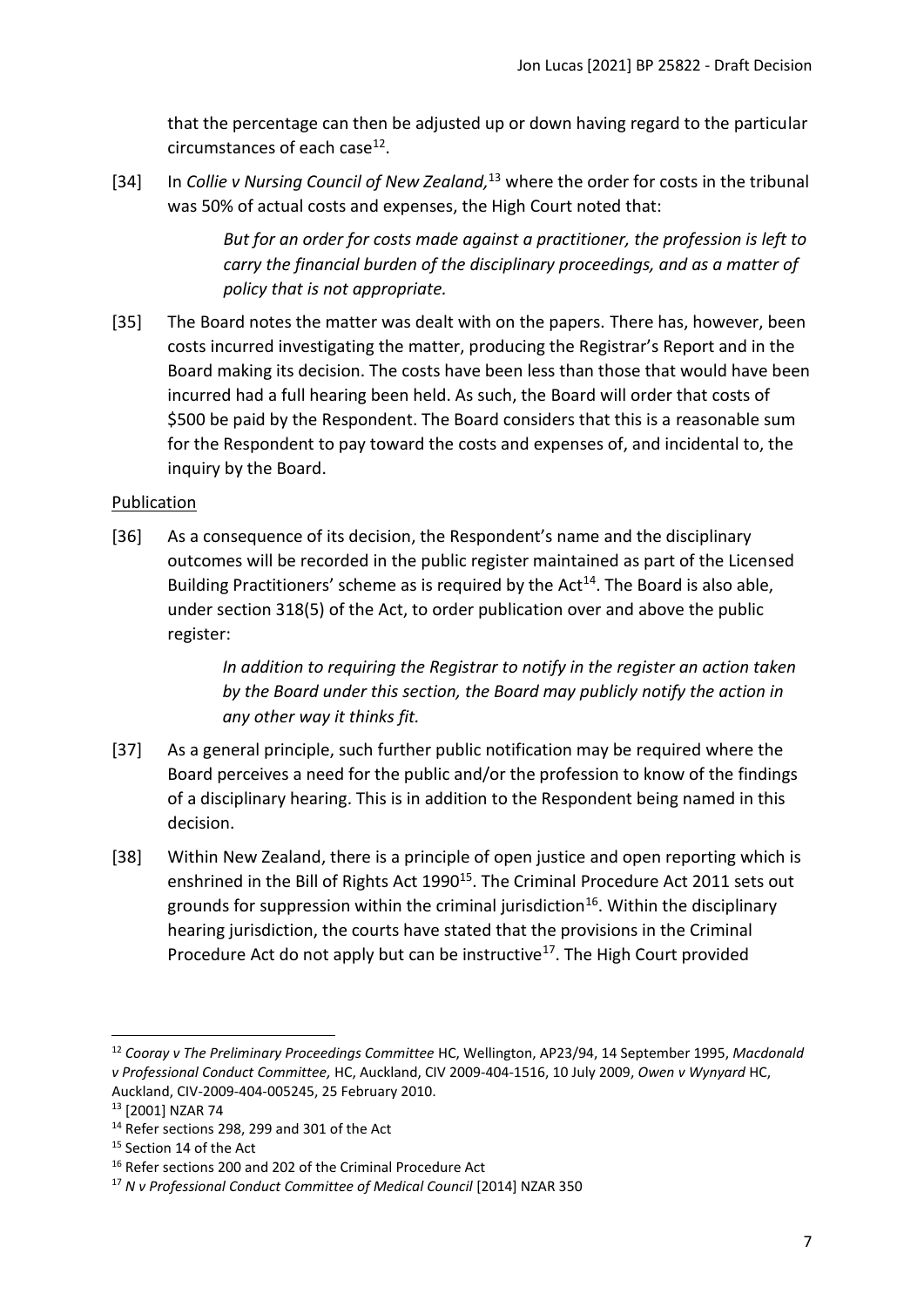that the percentage can then be adjusted up or down having regard to the particular circumstances of each case[12].

[34] In *Collie v Nursing Council of New Zealand,*[13] where the order for costs in the tribunal was 50% of actual costs and expenses, the High Court noted that:

> *But for an order for costs made against a practitioner, the profession is left to carry the financial burden of the disciplinary proceedings, and as a matter of policy that is not appropriate.*

[35] The Board notes the matter was dealt with on the papers. There has, however, been costs incurred investigating the matter, producing the Registrar's Report and in the Board making its decision. The costs have been less than those that would have been incurred had a full hearing been held. As such, the Board will order that costs of $500 be paid by the Respondent. The Board considers that this is a reasonable sum for the Respondent to pay toward the costs and expenses of, and incidental to, the inquiry by the Board.

Publication

[36] As a consequence of its decision, the Respondent's name and the disciplinary outcomes will be recorded in the public register maintained as part of the Licensed Building Practitioners' scheme as is required by the Act[14]. The Board is also able, under section 318(5) of the Act, to order publication over and above the public register:

> *In addition to requiring the Registrar to notify in the register an action taken by the Board under this section, the Board may publicly notify the action in any other way it thinks fit.*

[37] As a general principle, such further public notification may be required where the Board perceives a need for the public and/or the profession to know of the findings of a disciplinary hearing. This is in addition to the Respondent being named in this decision.

[38] Within New Zealand, there is a principle of open justice and open reporting which is enshrined in the Bill of Rights Act 1990[15]. The Criminal Procedure Act 2011 sets out grounds for suppression within the criminal jurisdiction[16]. Within the disciplinary hearing jurisdiction, the courts have stated that the provisions in the Criminal Procedure Act do not apply but can be instructive[17]. The High Court provided

---

[12] *Cooray v The Preliminary Proceedings Committee* HC, Wellington, AP23/94, 14 September 1995, *Macdonald v Professional Conduct Committee,* HC, Auckland, CIV 2009-404-1516, 10 July 2009, *Owen v Wynyard* HC, Auckland, CIV-2009-404-005245, 25 February 2010.

[13] [2001] NZAR 74

[14] Refer sections 298, 299 and 301 of the Act

[15] Section 14 of the Act

[16] Refer sections 200 and 202 of the Criminal Procedure Act

[17] *N v Professional Conduct Committee of Medical Council* [2014] NZAR 350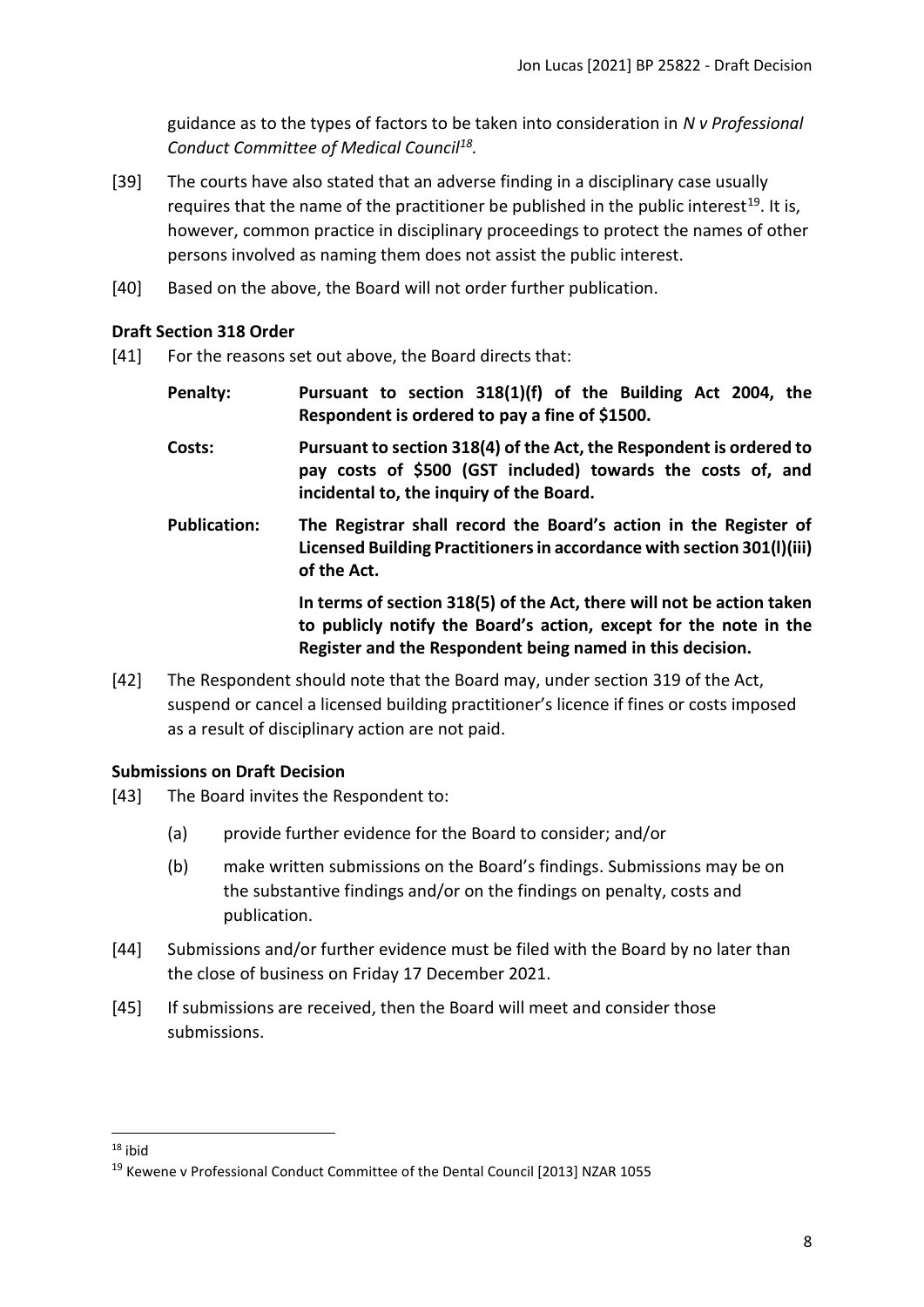guidance as to the types of factors to be taken into consideration in *N v Professional Conduct Committee of Medical Council*[18].

[39] The courts have also stated that an adverse finding in a disciplinary case usually requires that the name of the practitioner be published in the public interest[19]. It is, however, common practice in disciplinary proceedings to protect the names of other persons involved as naming them does not assist the public interest.

[40] Based on the above, the Board will not order further publication.

### Draft Section 318 Order

[41] For the reasons set out above, the Board directs that:

**Penalty:** **Pursuant to section 318(1)(f) of the Building Act 2004, the Respondent is ordered to pay a fine of $1500.**

**Costs:** **Pursuant to section 318(4) of the Act, the Respondent is ordered to pay costs of $500 (GST included) towards the costs of, and incidental to, the inquiry of the Board.**

**Publication:** **The Registrar shall record the Board's action in the Register of Licensed Building Practitioners in accordance with section 301(l)(iii) of the Act.**

**In terms of section 318(5) of the Act, there will not be action taken to publicly notify the Board's action, except for the note in the Register and the Respondent being named in this decision.**

[42] The Respondent should note that the Board may, under section 319 of the Act, suspend or cancel a licensed building practitioner's licence if fines or costs imposed as a result of disciplinary action are not paid.

### Submissions on Draft Decision

[43] The Board invites the Respondent to:

(a) provide further evidence for the Board to consider; and/or

(b) make written submissions on the Board's findings. Submissions may be on the substantive findings and/or on the findings on penalty, costs and publication.

[44] Submissions and/or further evidence must be filed with the Board by no later than the close of business on Friday 17 December 2021.

[45] If submissions are received, then the Board will meet and consider those submissions.

---

[18] ibid

[19] Kewene v Professional Conduct Committee of the Dental Council [2013] NZAR 1055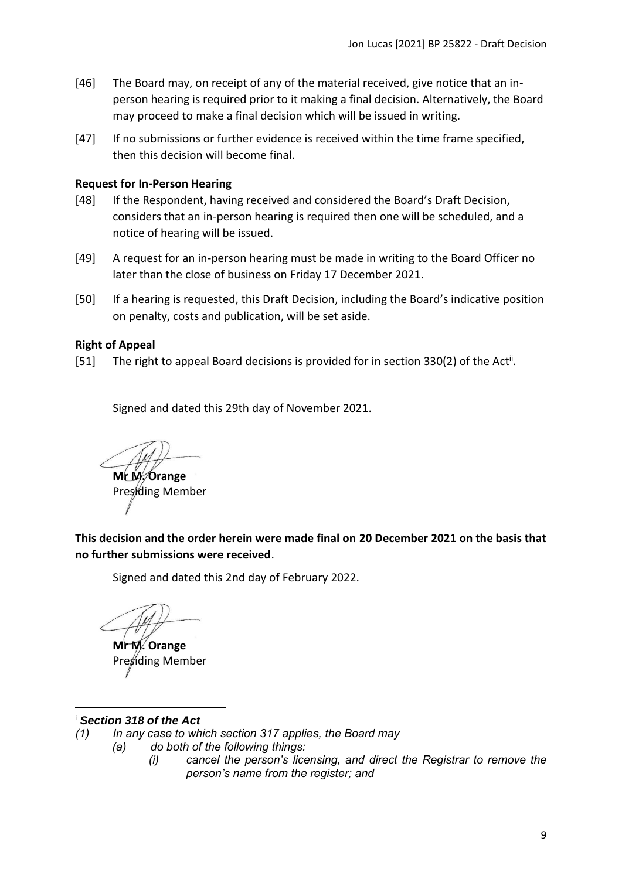[46] The Board may, on receipt of any of the material received, give notice that an in-person hearing is required prior to it making a final decision. Alternatively, the Board may proceed to make a final decision which will be issued in writing.

[47] If no submissions or further evidence is received within the time frame specified, then this decision will become final.

**Request for In-Person Hearing**

[48] If the Respondent, having received and considered the Board's Draft Decision, considers that an in-person hearing is required then one will be scheduled, and a notice of hearing will be issued.

[49] A request for an in-person hearing must be made in writing to the Board Officer no later than the close of business on Friday 17 December 2021.

[50] If a hearing is requested, this Draft Decision, including the Board's indicative position on penalty, costs and publication, will be set aside.

**Right of Appeal**

[51] The right to appeal Board decisions is provided for in section 330(2) of the Act[ii].

Signed and dated this 29th day of November 2021.

**Mr M. Orange**
Presiding Member

**This decision and the order herein were made final on 20 December 2021 on the basis that no further submissions were received**.

Signed and dated this 2nd day of February 2022.

**Mr M. Orange**
Presiding Member

---

[i] ***Section 318 of the Act***

*(1) In any case to which section 317 applies, the Board may*

*(a) do both of the following things:*

*(i) cancel the person's licensing, and direct the Registrar to remove the person's name from the register; and*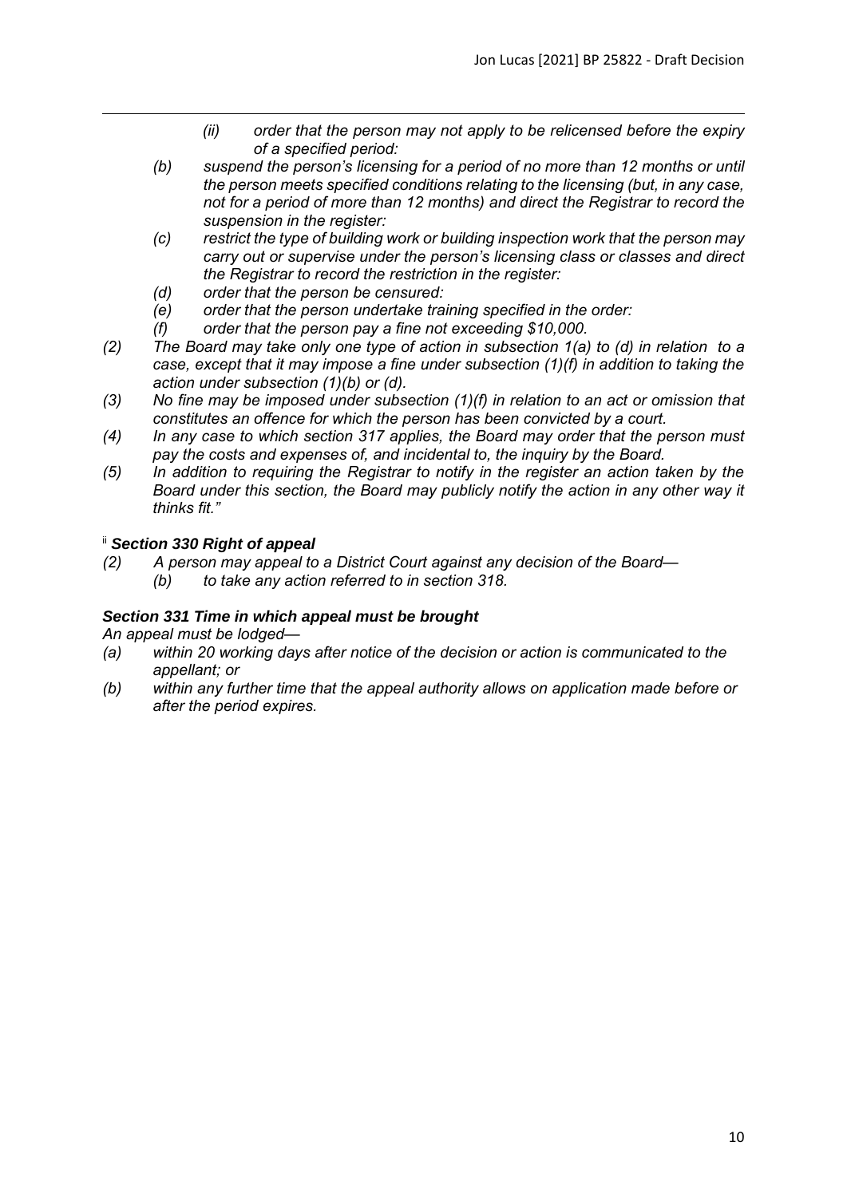*(ii) order that the person may not apply to be relicensed before the expiry of a specified period:*

*(b) suspend the person's licensing for a period of no more than 12 months or until the person meets specified conditions relating to the licensing (but, in any case, not for a period of more than 12 months) and direct the Registrar to record the suspension in the register:*

*(c) restrict the type of building work or building inspection work that the person may carry out or supervise under the person's licensing class or classes and direct the Registrar to record the restriction in the register:*

*(d) order that the person be censured:*

*(e) order that the person undertake training specified in the order:*

*(f) order that the person pay a fine not exceeding $10,000.*

*(2) The Board may take only one type of action in subsection 1(a) to (d) in relation to a case, except that it may impose a fine under subsection (1)(f) in addition to taking the action under subsection (1)(b) or (d).*

*(3) No fine may be imposed under subsection (1)(f) in relation to an act or omission that constitutes an offence for which the person has been convicted by a court.*

*(4) In any case to which section 317 applies, the Board may order that the person must pay the costs and expenses of, and incidental to, the inquiry by the Board.*

*(5) In addition to requiring the Registrar to notify in the register an action taken by the Board under this section, the Board may publicly notify the action in any other way it thinks fit."*

[ii] ***Section 330 Right of appeal***

*(2) A person may appeal to a District Court against any decision of the Board—*

*(b) to take any action referred to in section 318.*

***Section 331 Time in which appeal must be brought***

*An appeal must be lodged—*

*(a) within 20 working days after notice of the decision or action is communicated to the appellant; or*

*(b) within any further time that the appeal authority allows on application made before or after the period expires.*